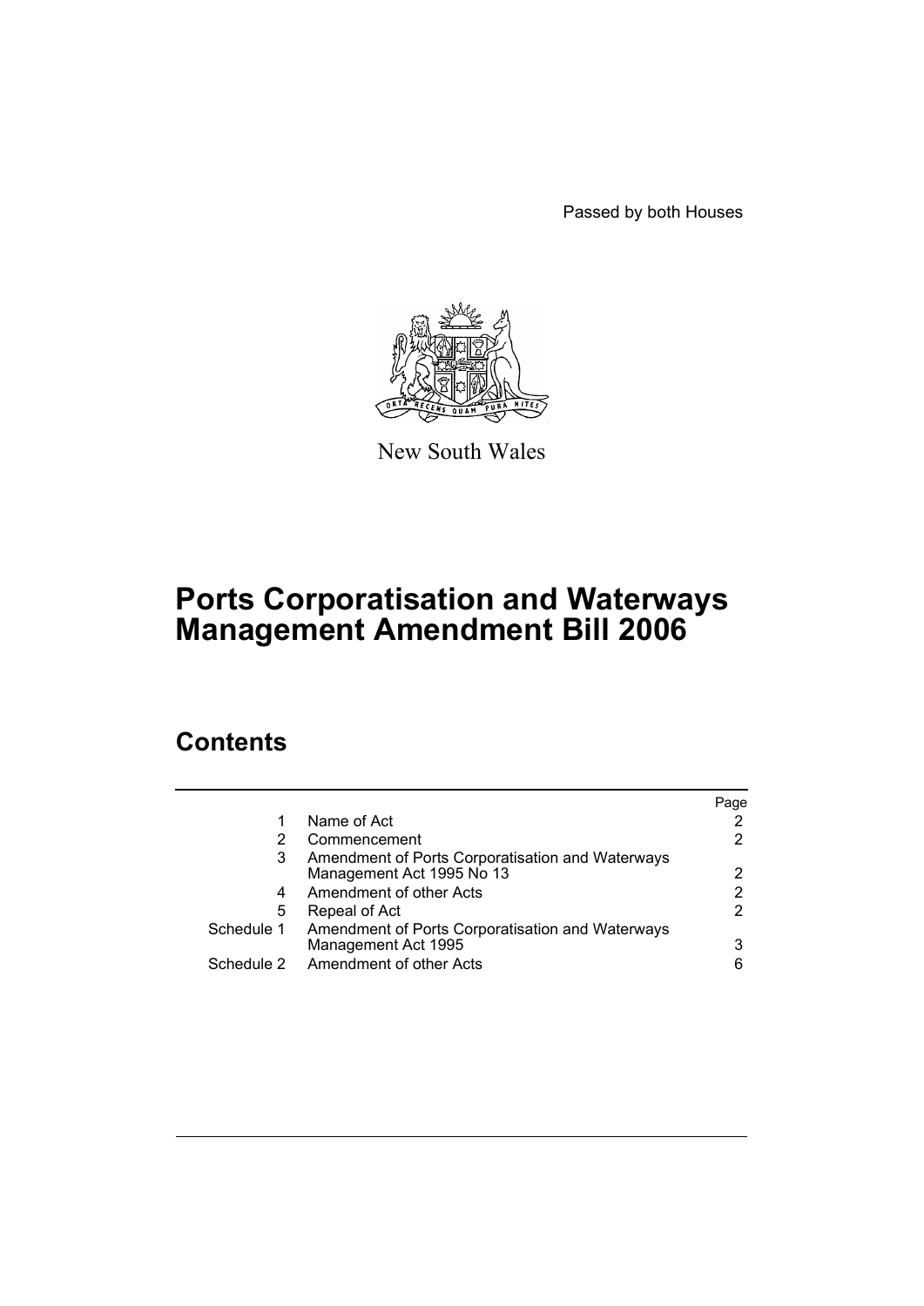Passed by both Houses

New South Wales

# Ports Corporatisation and Waterways Management Amendment Bill 2006

## Contents

| | | Page |
|---|---|---|
| 1 | Name of Act | 2 |
| 2 | Commencement | 2 |
| 3 | Amendment of Ports Corporatisation and Waterways Management Act 1995 No 13 | 2 |
| 4 | Amendment of other Acts | 2 |
| 5 | Repeal of Act | 2 |
| Schedule 1 | Amendment of Ports Corporatisation and Waterways Management Act 1995 | 3 |
| Schedule 2 | Amendment of other Acts | 6 |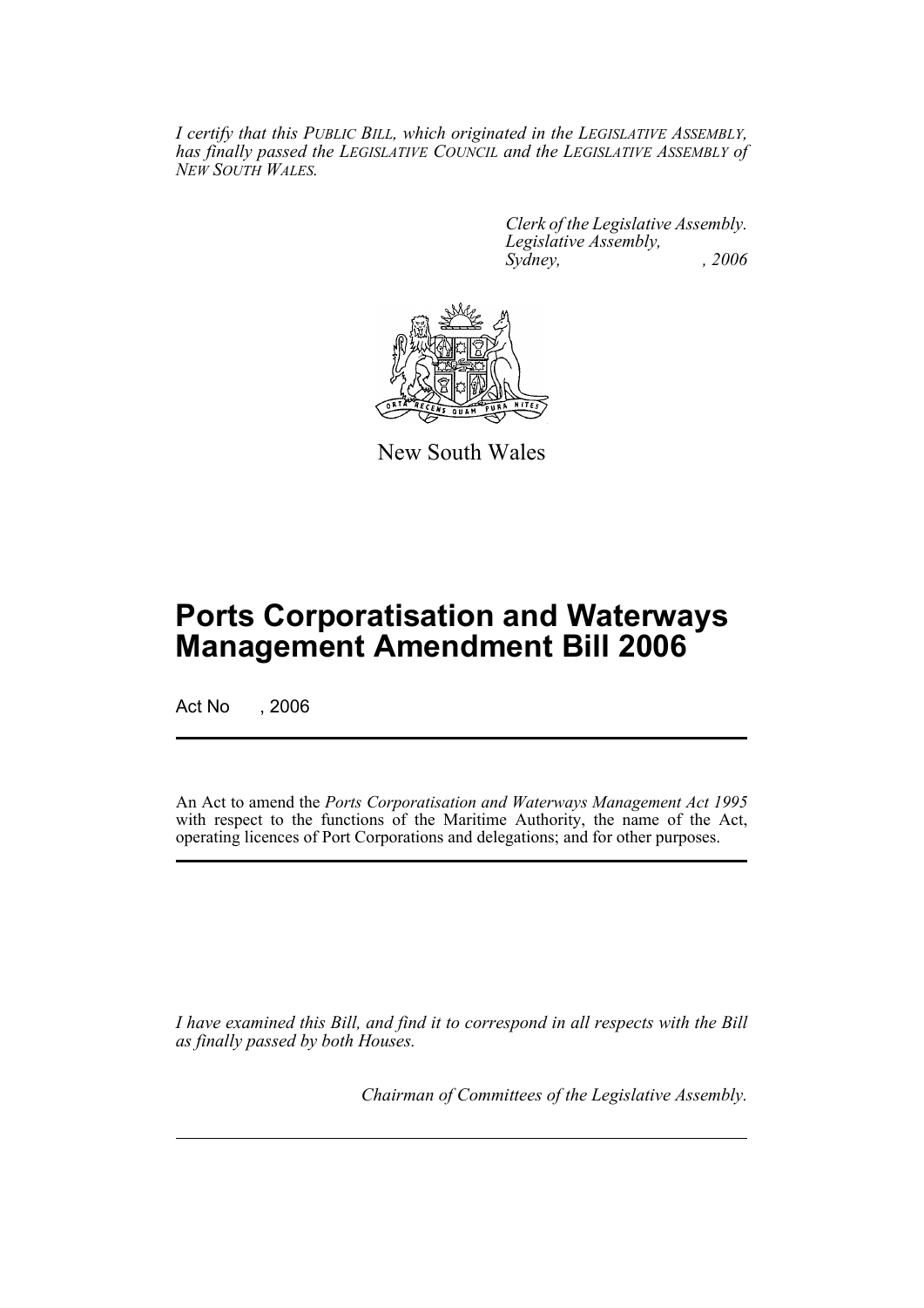*I certify that this PUBLIC BILL, which originated in the LEGISLATIVE ASSEMBLY, has finally passed the LEGISLATIVE COUNCIL and the LEGISLATIVE ASSEMBLY of NEW SOUTH WALES.*

*Clerk of the Legislative Assembly.*
*Legislative Assembly,*
*Sydney, , 2006*

New South Wales

# Ports Corporatisation and Waterways Management Amendment Bill 2006

Act No , 2006

An Act to amend the *Ports Corporatisation and Waterways Management Act 1995* with respect to the functions of the Maritime Authority, the name of the Act, operating licences of Port Corporations and delegations; and for other purposes.

*I have examined this Bill, and find it to correspond in all respects with the Bill as finally passed by both Houses.*

*Chairman of Committees of the Legislative Assembly.*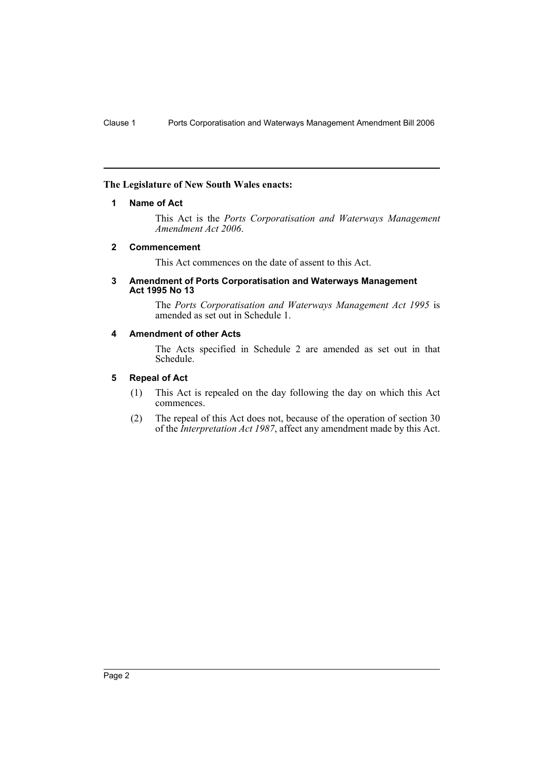**The Legislature of New South Wales enacts:**

#### 1 Name of Act

This Act is the *Ports Corporatisation and Waterways Management Amendment Act 2006*.

#### 2 Commencement

This Act commences on the date of assent to this Act.

#### 3 Amendment of Ports Corporatisation and Waterways Management Act 1995 No 13

The *Ports Corporatisation and Waterways Management Act 1995* is amended as set out in Schedule 1.

#### 4 Amendment of other Acts

The Acts specified in Schedule 2 are amended as set out in that Schedule.

#### 5 Repeal of Act

(1) This Act is repealed on the day following the day on which this Act commences.

(2) The repeal of this Act does not, because of the operation of section 30 of the *Interpretation Act 1987*, affect any amendment made by this Act.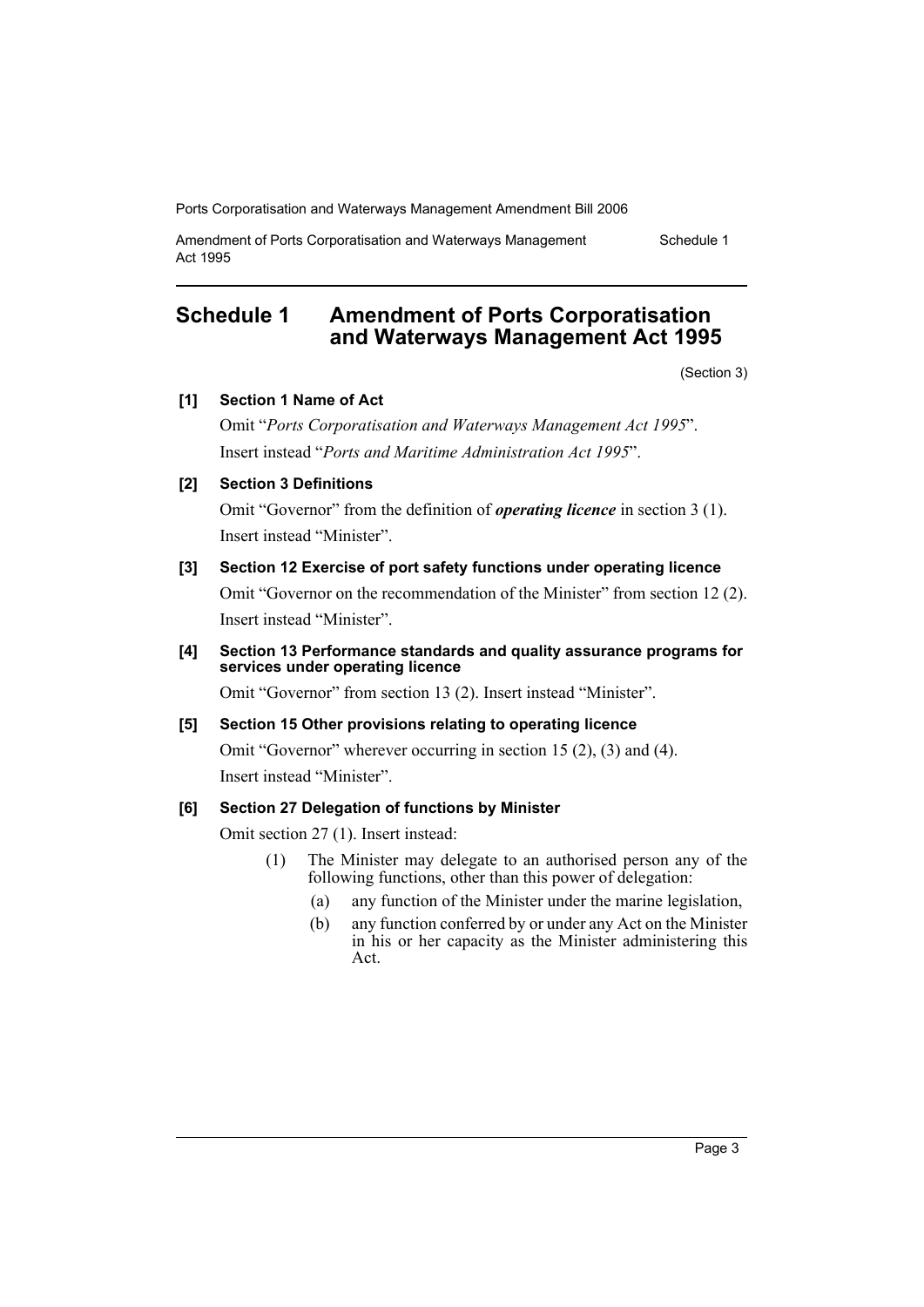## Schedule 1 Amendment of Ports Corporatisation and Waterways Management Act 1995

(Section 3)

**[1] Section 1 Name of Act**

Omit "*Ports Corporatisation and Waterways Management Act 1995*". Insert instead "*Ports and Maritime Administration Act 1995*".

**[2] Section 3 Definitions**

Omit "Governor" from the definition of ***operating licence*** in section 3 (1). Insert instead "Minister".

**[3] Section 12 Exercise of port safety functions under operating licence**

Omit "Governor on the recommendation of the Minister" from section 12 (2). Insert instead "Minister".

**[4] Section 13 Performance standards and quality assurance programs for services under operating licence**

Omit "Governor" from section 13 (2). Insert instead "Minister".

**[5] Section 15 Other provisions relating to operating licence**

Omit "Governor" wherever occurring in section 15 (2), (3) and (4). Insert instead "Minister".

**[6] Section 27 Delegation of functions by Minister**

Omit section 27 (1). Insert instead:

(1) The Minister may delegate to an authorised person any of the following functions, other than this power of delegation:

(a) any function of the Minister under the marine legislation,

(b) any function conferred by or under any Act on the Minister in his or her capacity as the Minister administering this Act.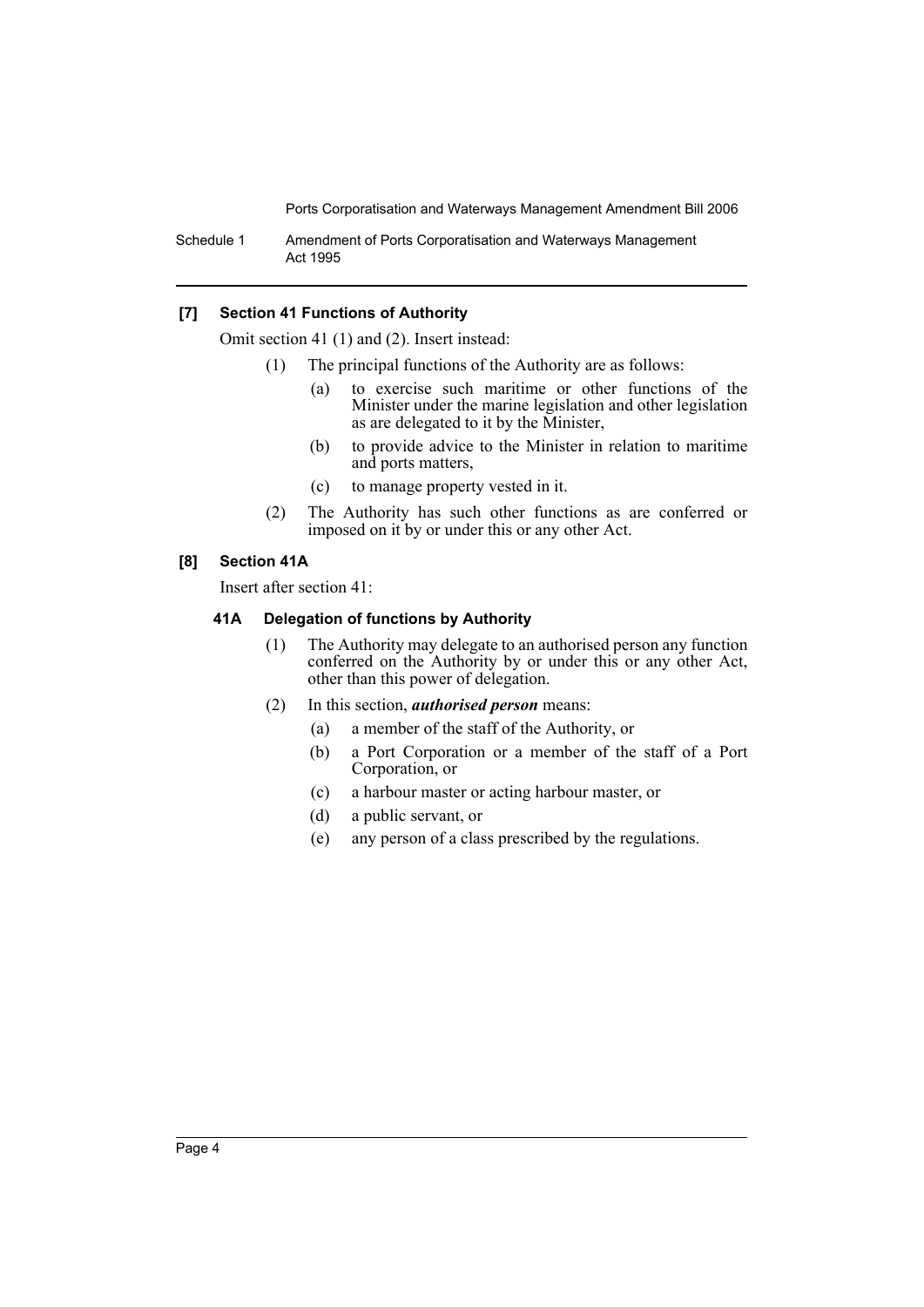### [7] Section 41 Functions of Authority

Omit section 41 (1) and (2). Insert instead:

(1) The principal functions of the Authority are as follows:

(a) to exercise such maritime or other functions of the Minister under the marine legislation and other legislation as are delegated to it by the Minister,

(b) to provide advice to the Minister in relation to maritime and ports matters,

(c) to manage property vested in it.

(2) The Authority has such other functions as are conferred or imposed on it by or under this or any other Act.

### [8] Section 41A

Insert after section 41:

#### 41A Delegation of functions by Authority

(1) The Authority may delegate to an authorised person any function conferred on the Authority by or under this or any other Act, other than this power of delegation.

(2) In this section, ***authorised person*** means:

(a) a member of the staff of the Authority, or

(b) a Port Corporation or a member of the staff of a Port Corporation, or

(c) a harbour master or acting harbour master, or

(d) a public servant, or

(e) any person of a class prescribed by the regulations.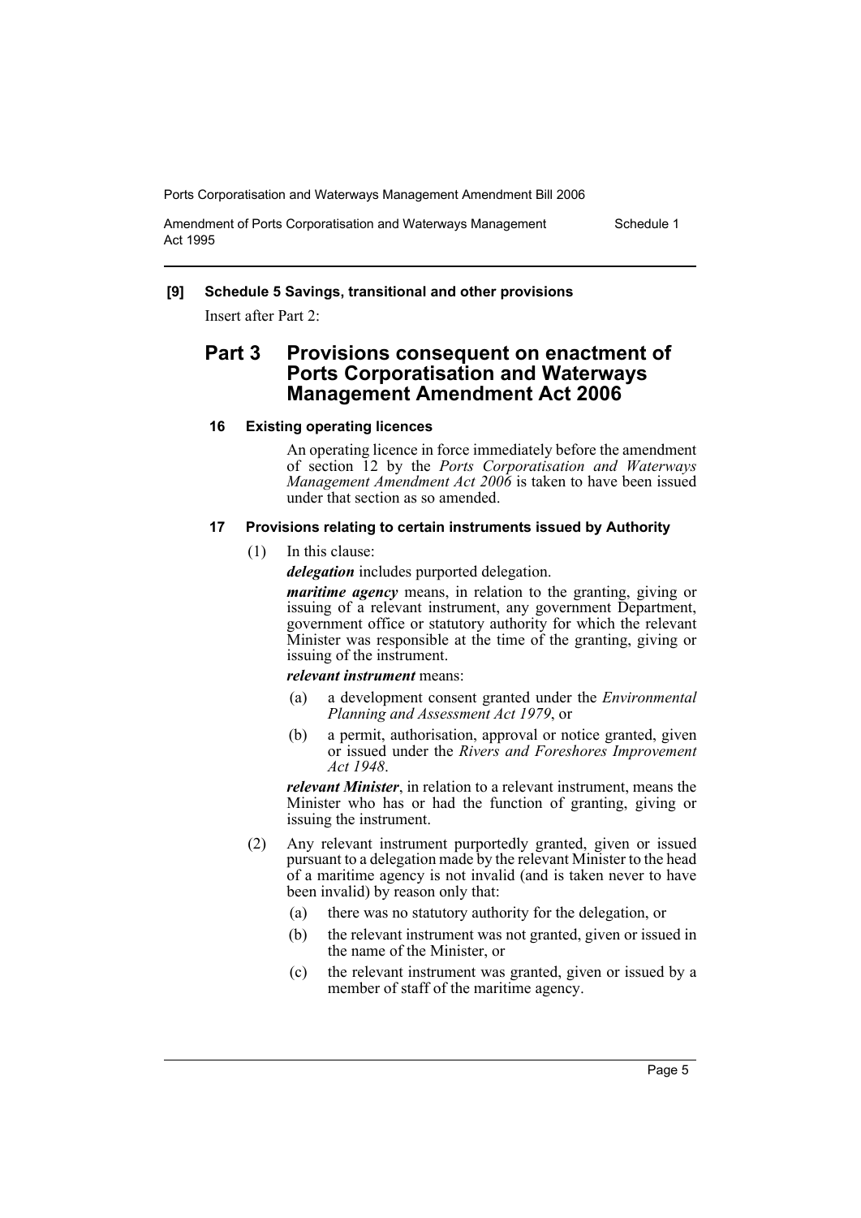**[9] Schedule 5 Savings, transitional and other provisions**

Insert after Part 2:

## Part 3 Provisions consequent on enactment of Ports Corporatisation and Waterways Management Amendment Act 2006

### 16 Existing operating licences

An operating licence in force immediately before the amendment of section 12 by the *Ports Corporatisation and Waterways Management Amendment Act 2006* is taken to have been issued under that section as so amended.

### 17 Provisions relating to certain instruments issued by Authority

(1) In this clause:

***delegation*** includes purported delegation.

***maritime agency*** means, in relation to the granting, giving or issuing of a relevant instrument, any government Department, government office or statutory authority for which the relevant Minister was responsible at the time of the granting, giving or issuing of the instrument.

***relevant instrument*** means:

- (a) a development consent granted under the *Environmental Planning and Assessment Act 1979*, or
- (b) a permit, authorisation, approval or notice granted, given or issued under the *Rivers and Foreshores Improvement Act 1948*.

***relevant Minister***, in relation to a relevant instrument, means the Minister who has or had the function of granting, giving or issuing the instrument.

(2) Any relevant instrument purportedly granted, given or issued pursuant to a delegation made by the relevant Minister to the head of a maritime agency is not invalid (and is taken never to have been invalid) by reason only that:

- (a) there was no statutory authority for the delegation, or
- (b) the relevant instrument was not granted, given or issued in the name of the Minister, or
- (c) the relevant instrument was granted, given or issued by a member of staff of the maritime agency.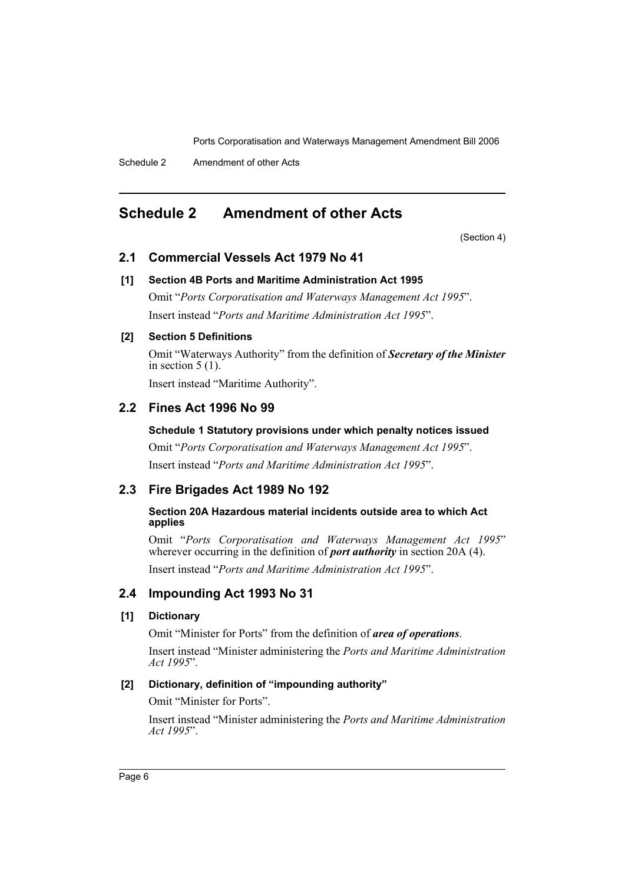## Schedule 2 Amendment of other Acts

(Section 4)

### 2.1 Commercial Vessels Act 1979 No 41

**[1] Section 4B Ports and Maritime Administration Act 1995**

Omit "*Ports Corporatisation and Waterways Management Act 1995*".

Insert instead "*Ports and Maritime Administration Act 1995*".

**[2] Section 5 Definitions**

Omit "Waterways Authority" from the definition of ***Secretary of the Minister*** in section 5 (1).

Insert instead "Maritime Authority".

### 2.2 Fines Act 1996 No 99

**Schedule 1 Statutory provisions under which penalty notices issued**

Omit "*Ports Corporatisation and Waterways Management Act 1995*".

Insert instead "*Ports and Maritime Administration Act 1995*".

### 2.3 Fire Brigades Act 1989 No 192

**Section 20A Hazardous material incidents outside area to which Act applies**

Omit "*Ports Corporatisation and Waterways Management Act 1995*" wherever occurring in the definition of ***port authority*** in section 20A (4).

Insert instead "*Ports and Maritime Administration Act 1995*".

### 2.4 Impounding Act 1993 No 31

**[1] Dictionary**

Omit "Minister for Ports" from the definition of ***area of operations***.

Insert instead "Minister administering the *Ports and Maritime Administration Act 1995*".

**[2] Dictionary, definition of "impounding authority"**

Omit "Minister for Ports".

Insert instead "Minister administering the *Ports and Maritime Administration Act 1995*".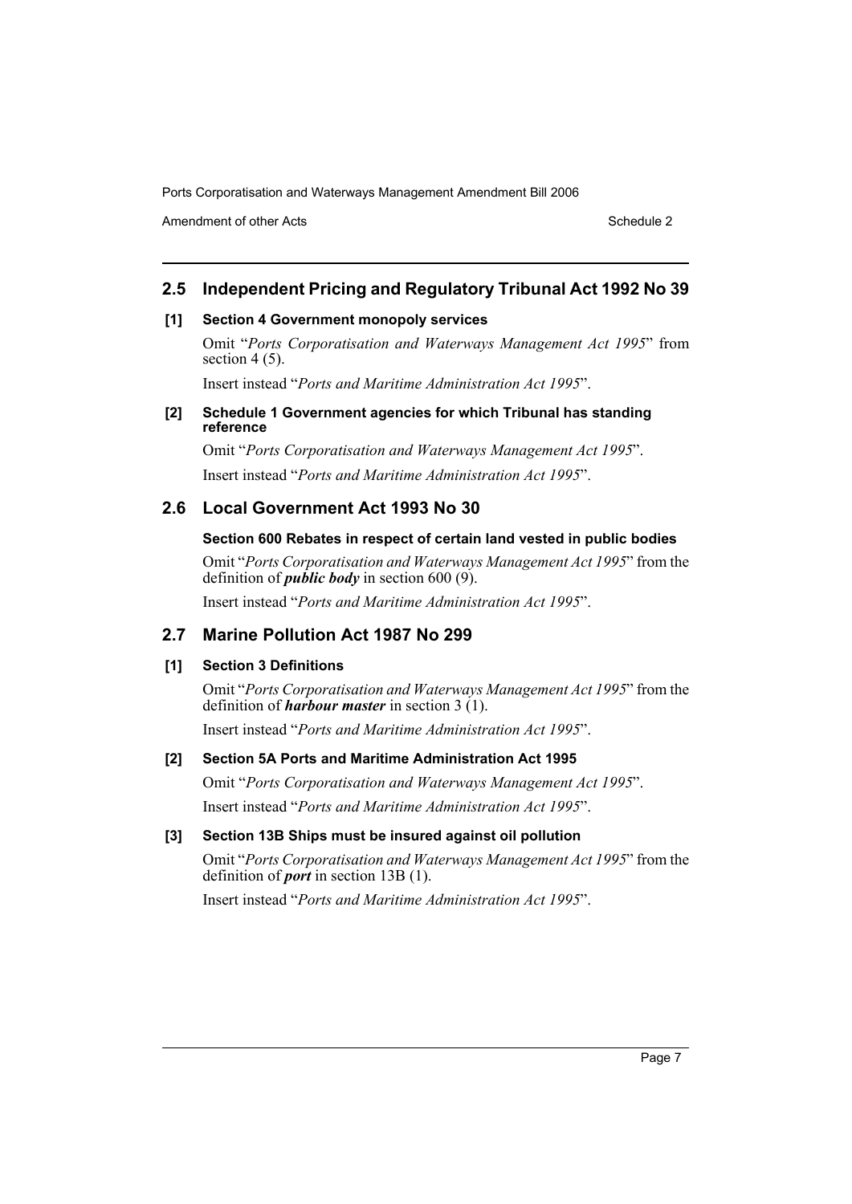## 2.5 Independent Pricing and Regulatory Tribunal Act 1992 No 39

### [1] Section 4 Government monopoly services

Omit "*Ports Corporatisation and Waterways Management Act 1995*" from section 4 (5).

Insert instead "*Ports and Maritime Administration Act 1995*".

### [2] Schedule 1 Government agencies for which Tribunal has standing reference

Omit "*Ports Corporatisation and Waterways Management Act 1995*".

Insert instead "*Ports and Maritime Administration Act 1995*".

## 2.6 Local Government Act 1993 No 30

### Section 600 Rebates in respect of certain land vested in public bodies

Omit "*Ports Corporatisation and Waterways Management Act 1995*" from the definition of ***public body*** in section 600 (9).

Insert instead "*Ports and Maritime Administration Act 1995*".

## 2.7 Marine Pollution Act 1987 No 299

### [1] Section 3 Definitions

Omit "*Ports Corporatisation and Waterways Management Act 1995*" from the definition of ***harbour master*** in section 3 (1).

Insert instead "*Ports and Maritime Administration Act 1995*".

### [2] Section 5A Ports and Maritime Administration Act 1995

Omit "*Ports Corporatisation and Waterways Management Act 1995*".

Insert instead "*Ports and Maritime Administration Act 1995*".

### [3] Section 13B Ships must be insured against oil pollution

Omit "*Ports Corporatisation and Waterways Management Act 1995*" from the definition of ***port*** in section 13B (1).

Insert instead "*Ports and Maritime Administration Act 1995*".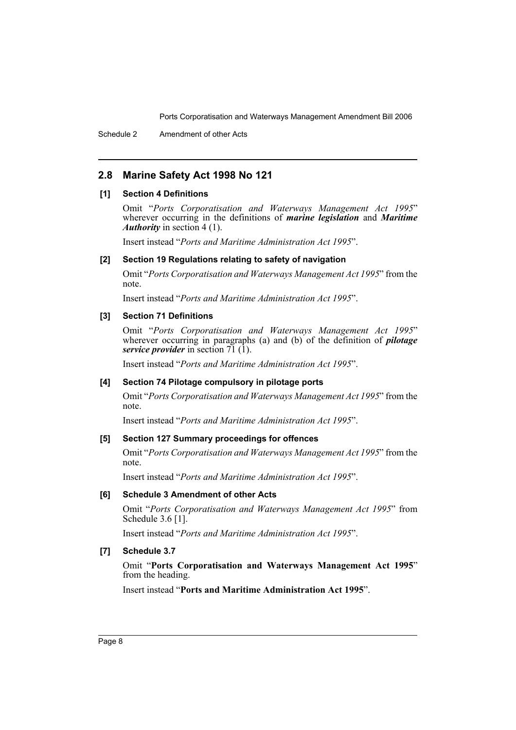## 2.8 Marine Safety Act 1998 No 121

### [1] Section 4 Definitions

Omit "*Ports Corporatisation and Waterways Management Act 1995*" wherever occurring in the definitions of ***marine legislation*** and ***Maritime Authority*** in section 4 (1).

Insert instead "*Ports and Maritime Administration Act 1995*".

### [2] Section 19 Regulations relating to safety of navigation

Omit "*Ports Corporatisation and Waterways Management Act 1995*" from the note.

Insert instead "*Ports and Maritime Administration Act 1995*".

### [3] Section 71 Definitions

Omit "*Ports Corporatisation and Waterways Management Act 1995*" wherever occurring in paragraphs (a) and (b) of the definition of ***pilotage service provider*** in section 71 (1).

Insert instead "*Ports and Maritime Administration Act 1995*".

### [4] Section 74 Pilotage compulsory in pilotage ports

Omit "*Ports Corporatisation and Waterways Management Act 1995*" from the note.

Insert instead "*Ports and Maritime Administration Act 1995*".

### [5] Section 127 Summary proceedings for offences

Omit "*Ports Corporatisation and Waterways Management Act 1995*" from the note.

Insert instead "*Ports and Maritime Administration Act 1995*".

### [6] Schedule 3 Amendment of other Acts

Omit "*Ports Corporatisation and Waterways Management Act 1995*" from Schedule 3.6 [1].

Insert instead "*Ports and Maritime Administration Act 1995*".

### [7] Schedule 3.7

Omit "**Ports Corporatisation and Waterways Management Act 1995**" from the heading.

Insert instead "**Ports and Maritime Administration Act 1995**".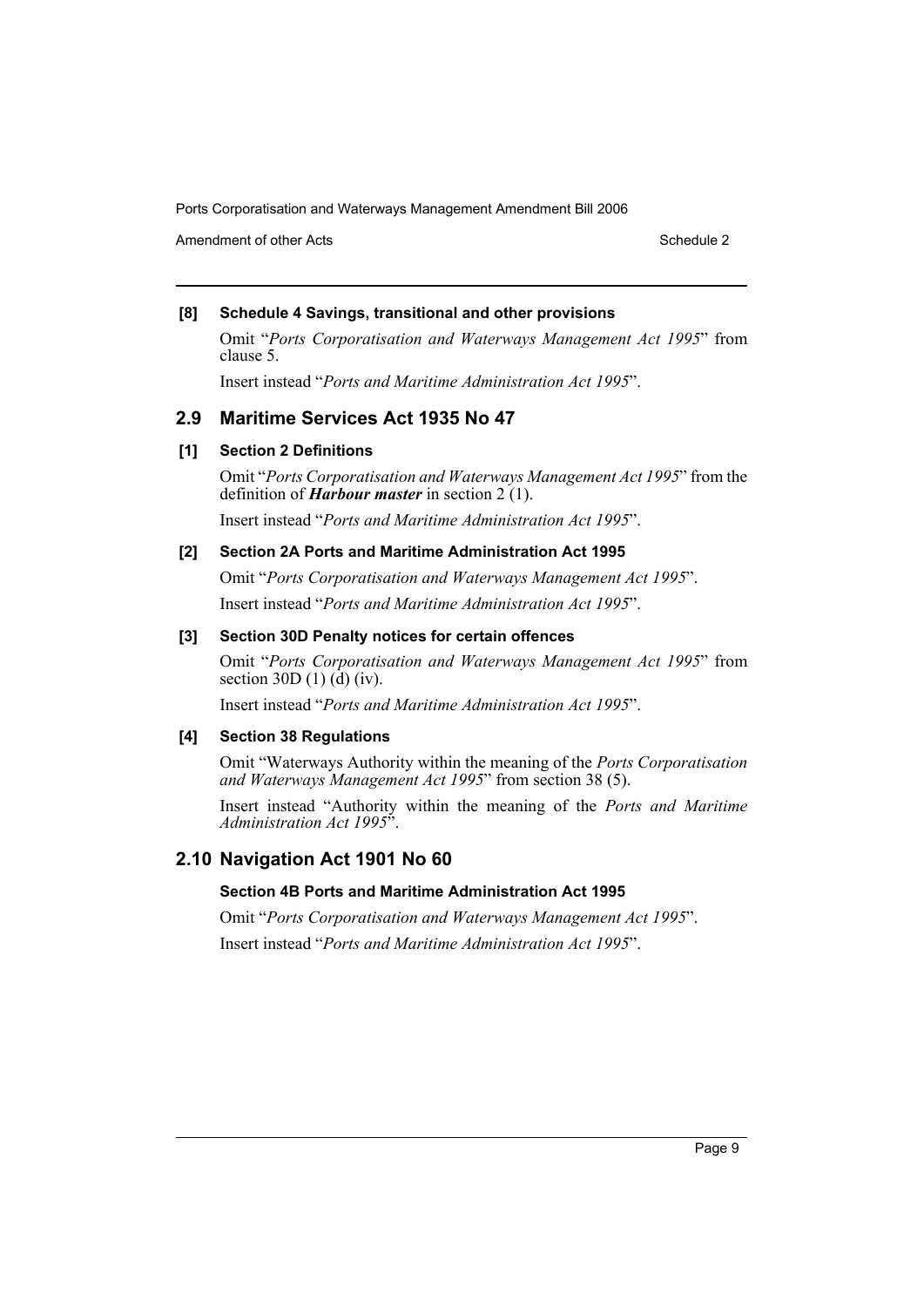#### [8] Schedule 4 Savings, transitional and other provisions

Omit "*Ports Corporatisation and Waterways Management Act 1995*" from clause 5.

Insert instead "*Ports and Maritime Administration Act 1995*".

### 2.9 Maritime Services Act 1935 No 47

#### [1] Section 2 Definitions

Omit "*Ports Corporatisation and Waterways Management Act 1995*" from the definition of ***Harbour master*** in section 2 (1).

Insert instead "*Ports and Maritime Administration Act 1995*".

#### [2] Section 2A Ports and Maritime Administration Act 1995

Omit "*Ports Corporatisation and Waterways Management Act 1995*".

Insert instead "*Ports and Maritime Administration Act 1995*".

#### [3] Section 30D Penalty notices for certain offences

Omit "*Ports Corporatisation and Waterways Management Act 1995*" from section 30D (1) (d) (iv).

Insert instead "*Ports and Maritime Administration Act 1995*".

#### [4] Section 38 Regulations

Omit "Waterways Authority within the meaning of the *Ports Corporatisation and Waterways Management Act 1995*" from section 38 (5).

Insert instead "Authority within the meaning of the *Ports and Maritime Administration Act 1995*".

### 2.10 Navigation Act 1901 No 60

#### Section 4B Ports and Maritime Administration Act 1995

Omit "*Ports Corporatisation and Waterways Management Act 1995*".

Insert instead "*Ports and Maritime Administration Act 1995*".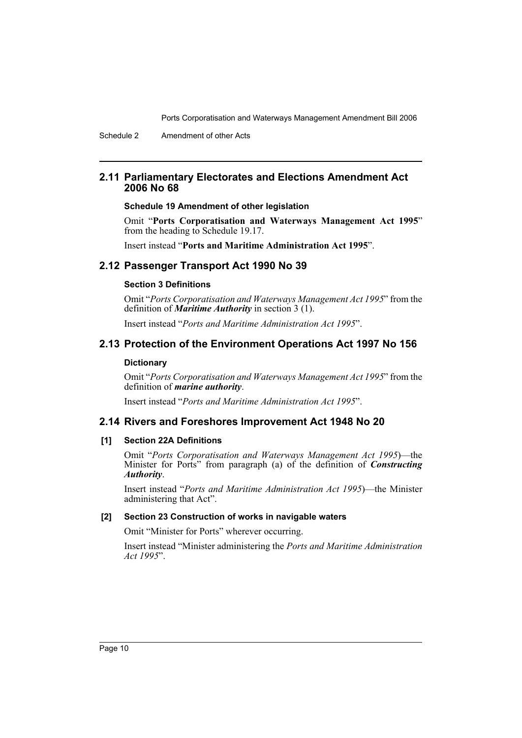## 2.11 Parliamentary Electorates and Elections Amendment Act 2006 No 68

### Schedule 19 Amendment of other legislation

Omit "**Ports Corporatisation and Waterways Management Act 1995**" from the heading to Schedule 19.17.

Insert instead "**Ports and Maritime Administration Act 1995**".

## 2.12 Passenger Transport Act 1990 No 39

### Section 3 Definitions

Omit "*Ports Corporatisation and Waterways Management Act 1995*" from the definition of ***Maritime Authority*** in section 3 (1).

Insert instead "*Ports and Maritime Administration Act 1995*".

## 2.13 Protection of the Environment Operations Act 1997 No 156

### Dictionary

Omit "*Ports Corporatisation and Waterways Management Act 1995*" from the definition of ***marine authority***.

Insert instead "*Ports and Maritime Administration Act 1995*".

## 2.14 Rivers and Foreshores Improvement Act 1948 No 20

### [1] Section 22A Definitions

Omit "*Ports Corporatisation and Waterways Management Act 1995*)—the Minister for Ports" from paragraph (a) of the definition of ***Constructing Authority***.

Insert instead "*Ports and Maritime Administration Act 1995*)—the Minister administering that Act".

### [2] Section 23 Construction of works in navigable waters

Omit "Minister for Ports" wherever occurring.

Insert instead "Minister administering the *Ports and Maritime Administration Act 1995*".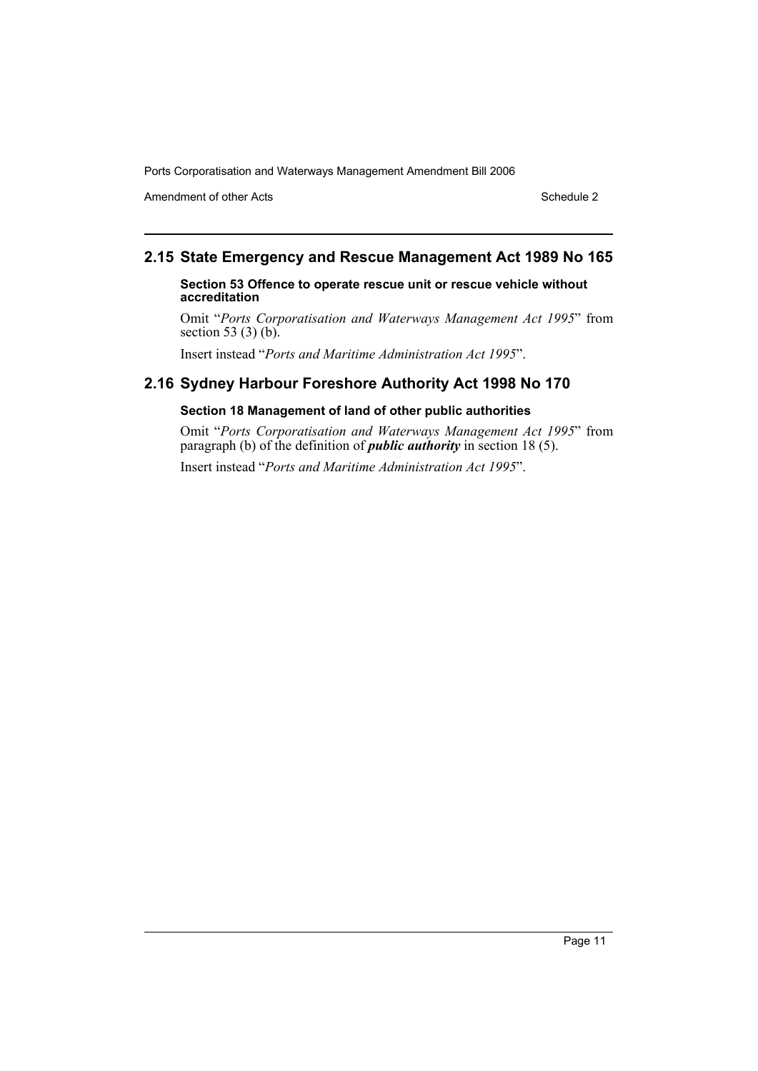## 2.15 State Emergency and Rescue Management Act 1989 No 165

### Section 53 Offence to operate rescue unit or rescue vehicle without accreditation

Omit "*Ports Corporatisation and Waterways Management Act 1995*" from section 53 (3) (b).

Insert instead "*Ports and Maritime Administration Act 1995*".

## 2.16 Sydney Harbour Foreshore Authority Act 1998 No 170

### Section 18 Management of land of other public authorities

Omit "*Ports Corporatisation and Waterways Management Act 1995*" from paragraph (b) of the definition of ***public authority*** in section 18 (5).

Insert instead "*Ports and Maritime Administration Act 1995*".